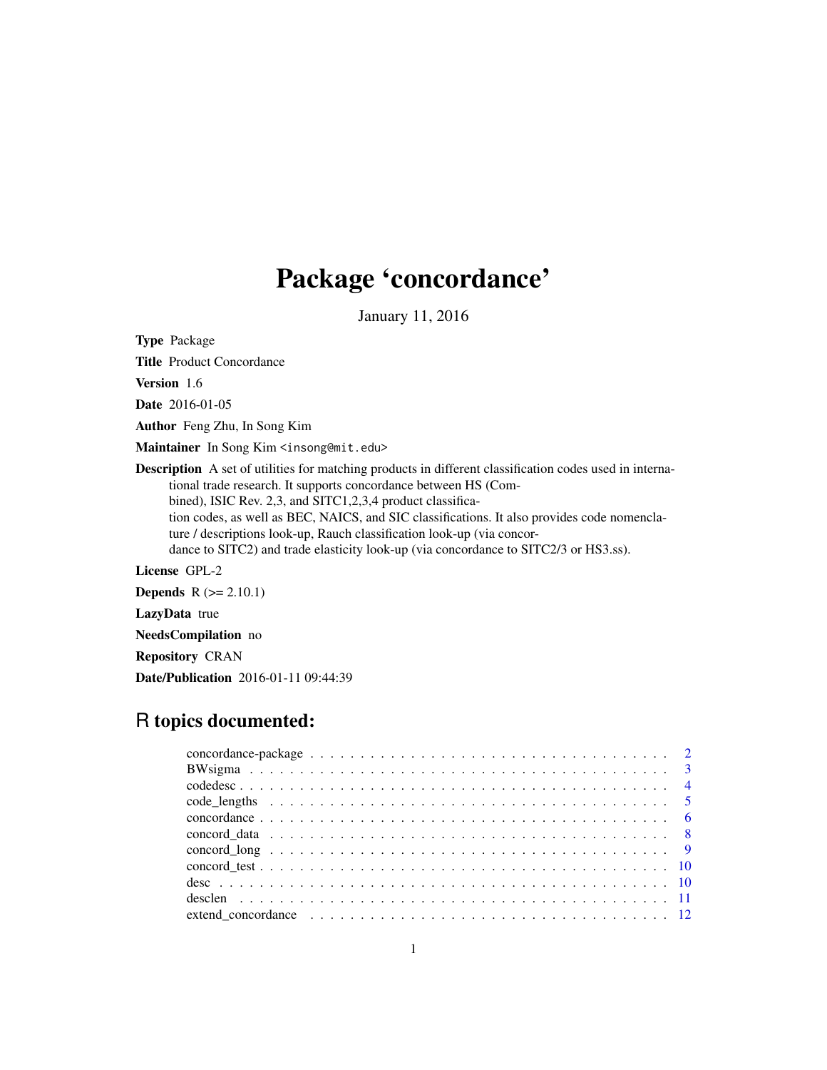# Package 'concordance'

January 11, 2016

**Type** Package

**Title** Product Concordance

**Version** 1.6

**Date** 2016-01-05

**Author** Feng Zhu, In Song Kim

**Maintainer** In Song Kim <insong@mit.edu>

**Description** A set of utilities for matching products in different classification codes used in international trade research. It supports concordance between HS (Combined), ISIC Rev. 2,3, and SITC1,2,3,4 product classification codes, as well as BEC, NAICS, and SIC classifications. It also provides code nomenclature / descriptions look-up, Rauch classification look-up (via concordance to SITC2) and trade elasticity look-up (via concordance to SITC2/3 or HS3.ss).

**License** GPL-2

**Depends** R (>= 2.10.1)

**LazyData** true

**NeedsCompilation** no

**Repository** CRAN

**Date/Publication** 2016-01-11 09:44:39

## R topics documented:

| | |
|---|---|
| concordance-package | 2 |
| BWsigma | 3 |
| codedesc | 4 |
| code_lengths | 5 |
| concordance | 6 |
| concord_data | 8 |
| concord_long | 9 |
| concord_test | 10 |
| desc | 10 |
| desclen | 11 |
| extend_concordance | 12 |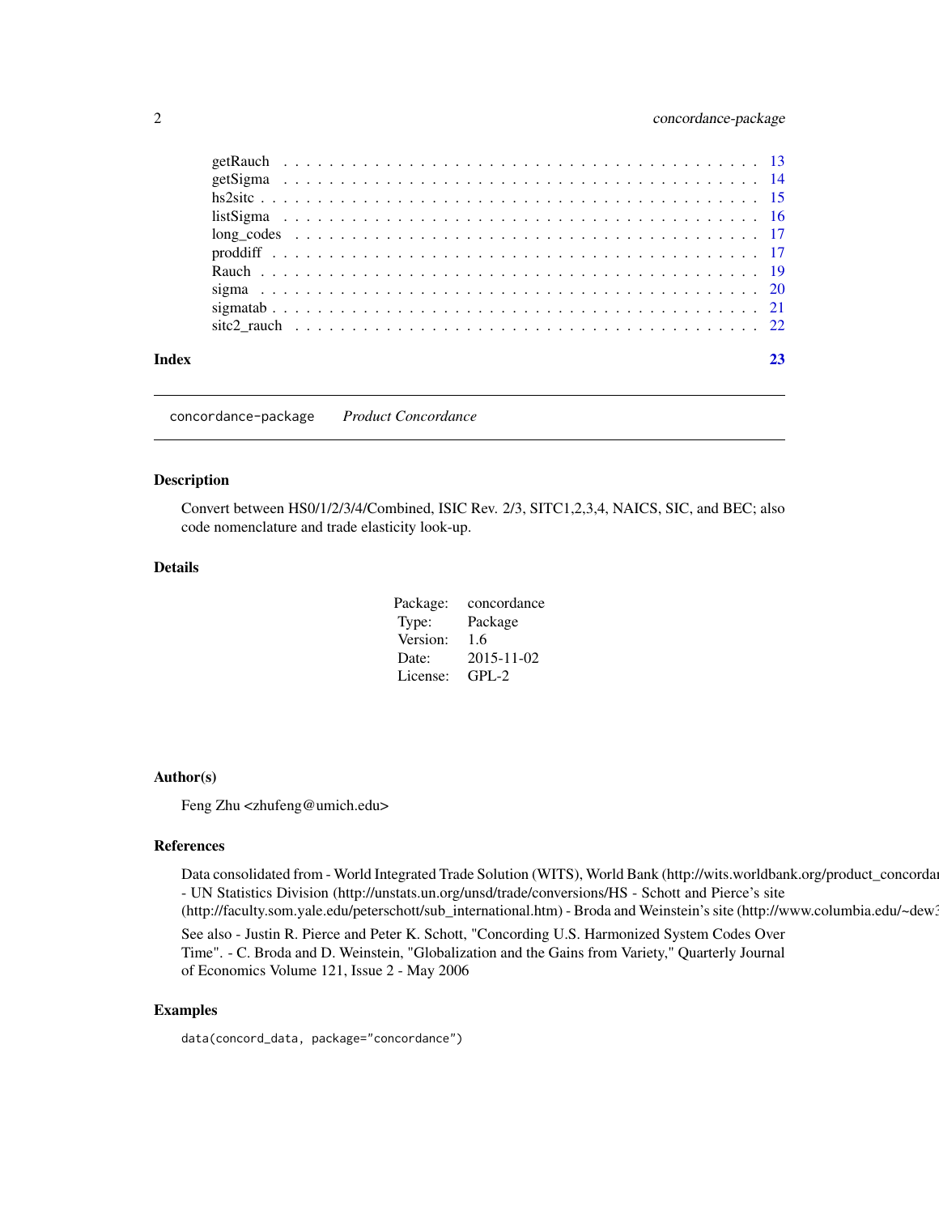getRauch . . . . . . . . . . . . . . . . . . . . . . . . . . . . . . . . . . . . . 13
getSigma . . . . . . . . . . . . . . . . . . . . . . . . . . . . . . . . . . . . . 14
hs2sitc . . . . . . . . . . . . . . . . . . . . . . . . . . . . . . . . . . . . . . 15
listSigma . . . . . . . . . . . . . . . . . . . . . . . . . . . . . . . . . . . . . 16
long_codes . . . . . . . . . . . . . . . . . . . . . . . . . . . . . . . . . . . . 17
proddiff . . . . . . . . . . . . . . . . . . . . . . . . . . . . . . . . . . . . . 17
Rauch . . . . . . . . . . . . . . . . . . . . . . . . . . . . . . . . . . . . . . 19
sigma . . . . . . . . . . . . . . . . . . . . . . . . . . . . . . . . . . . . . . 20
sigmatab . . . . . . . . . . . . . . . . . . . . . . . . . . . . . . . . . . . . . 21
sitc2_rauch . . . . . . . . . . . . . . . . . . . . . . . . . . . . . . . . . . . 22

**Index** **23**

---

`concordance-package` *Product Concordance*

---

## Description

Convert between HS0/1/2/3/4/Combined, ISIC Rev. 2/3, SITC1,2,3,4, NAICS, SIC, and BEC; also code nomenclature and trade elasticity look-up.

## Details

| | |
|---|---|
| Package: | concordance |
| Type: | Package |
| Version: | 1.6 |
| Date: | 2015-11-02 |
| License: | GPL-2 |

## Author(s)

Feng Zhu <zhufeng@umich.edu>

## References

Data consolidated from - World Integrated Trade Solution (WITS), World Bank (http://wits.worldbank.org/product_concordan - UN Statistics Division (http://unstats.un.org/unsd/trade/conversions/HS - Schott and Pierce's site (http://faculty.som.yale.edu/peterschott/sub_international.htm) - Broda and Weinstein's site (http://www.columbia.edu/~dew3

See also - Justin R. Pierce and Peter K. Schott, "Concording U.S. Harmonized System Codes Over Time". - C. Broda and D. Weinstein, "Globalization and the Gains from Variety," Quarterly Journal of Economics Volume 121, Issue 2 - May 2006

## Examples

```
data(concord_data, package="concordance")
```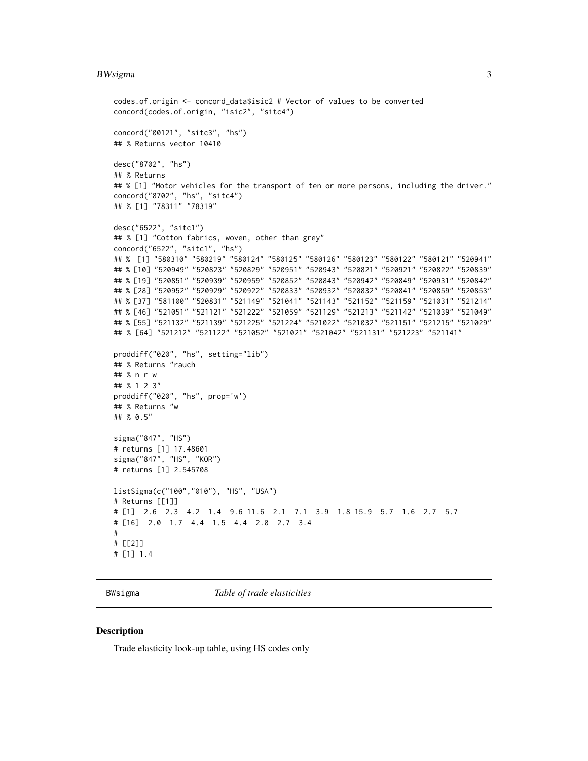```
codes.of.origin <- concord_data$isic2 # Vector of values to be converted
concord(codes.of.origin, "isic2", "sitc4")

concord("00121", "sitc3", "hs")
## % Returns vector 10410

desc("8702", "hs")
## % Returns
## % [1] "Motor vehicles for the transport of ten or more persons, including the driver."
concord("8702", "hs", "sitc4")
## % [1] "78311" "78319"

desc("6522", "sitc1")
## % [1] "Cotton fabrics, woven, other than grey"
concord("6522", "sitc1", "hs")
## %  [1] "580310" "580219" "580124" "580125" "580126" "580123" "580122" "580121" "520941"
## % [10] "520949" "520823" "520829" "520951" "520943" "520821" "520921" "520822" "520839"
## % [19] "520851" "520939" "520959" "520852" "520843" "520942" "520849" "520931" "520842"
## % [28] "520952" "520929" "520922" "520833" "520932" "520832" "520841" "520859" "520853"
## % [37] "581100" "520831" "521149" "521041" "521143" "521152" "521159" "521031" "521214"
## % [46] "521051" "521121" "521222" "521059" "521129" "521213" "521142" "521039" "521049"
## % [55] "521132" "521139" "521225" "521224" "521022" "521032" "521151" "521215" "521029"
## % [64] "521212" "521122" "521052" "521021" "521042" "521131" "521223" "521141"

proddiff("020", "hs", setting="lib")
## % Returns "rauch
## % n r w
## % 1 2 3"
proddiff("020", "hs", prop='w')
## % Returns "w
## % 0.5"

sigma("847", "HS")
# returns [1] 17.48601
sigma("847", "HS", "KOR")
# returns [1] 2.545708

listSigma(c("100","010"), "HS", "USA")
# Returns [[1]]
# [1]  2.6  2.3  4.2  1.4  9.6 11.6  2.1  7.1  3.9  1.8 15.9  5.7  1.6  2.7  5.7
# [16]  2.0  1.7  4.4  1.5  4.4  2.0  2.7  3.4
#
# [[2]]
# [1] 1.4
```

## BWsigma    *Table of trade elasticities*

### Description

Trade elasticity look-up table, using HS codes only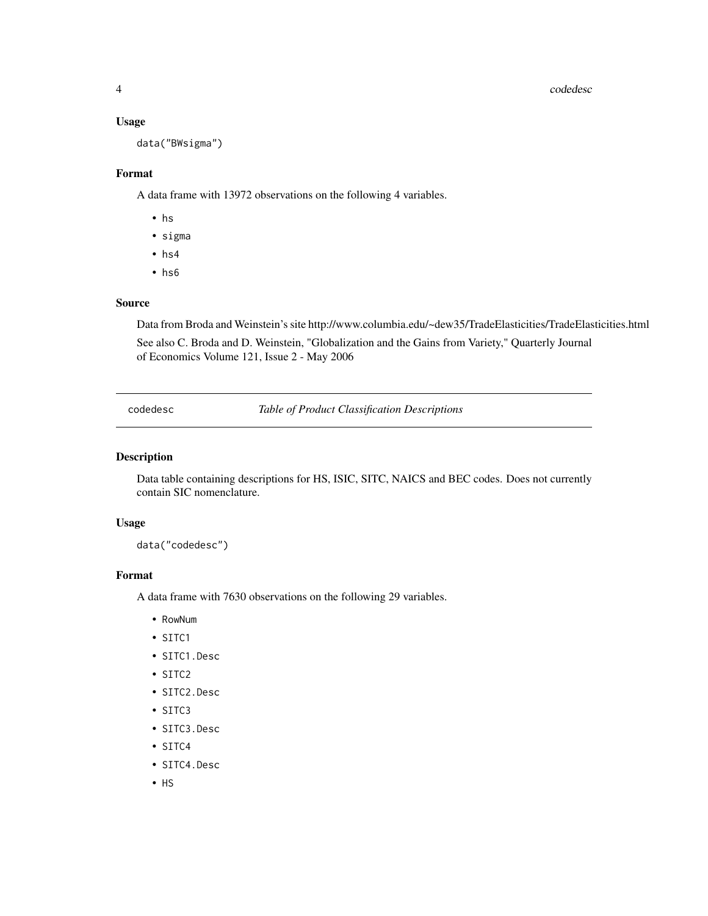### Usage

```
data("BWsigma")
```

### Format

A data frame with 13972 observations on the following 4 variables.

- hs
- sigma
- hs4
- hs6

### Source

Data from Broda and Weinstein's site http://www.columbia.edu/~dew35/TradeElasticities/TradeElasticities.html

See also C. Broda and D. Weinstein, "Globalization and the Gains from Variety," Quarterly Journal of Economics Volume 121, Issue 2 - May 2006

---

## codedesc — *Table of Product Classification Descriptions*

### Description

Data table containing descriptions for HS, ISIC, SITC, NAICS and BEC codes. Does not currently contain SIC nomenclature.

### Usage

```
data("codedesc")
```

### Format

A data frame with 7630 observations on the following 29 variables.

- RowNum
- SITC1
- SITC1.Desc
- SITC2
- SITC2.Desc
- SITC3
- SITC3.Desc
- SITC4
- SITC4.Desc
- HS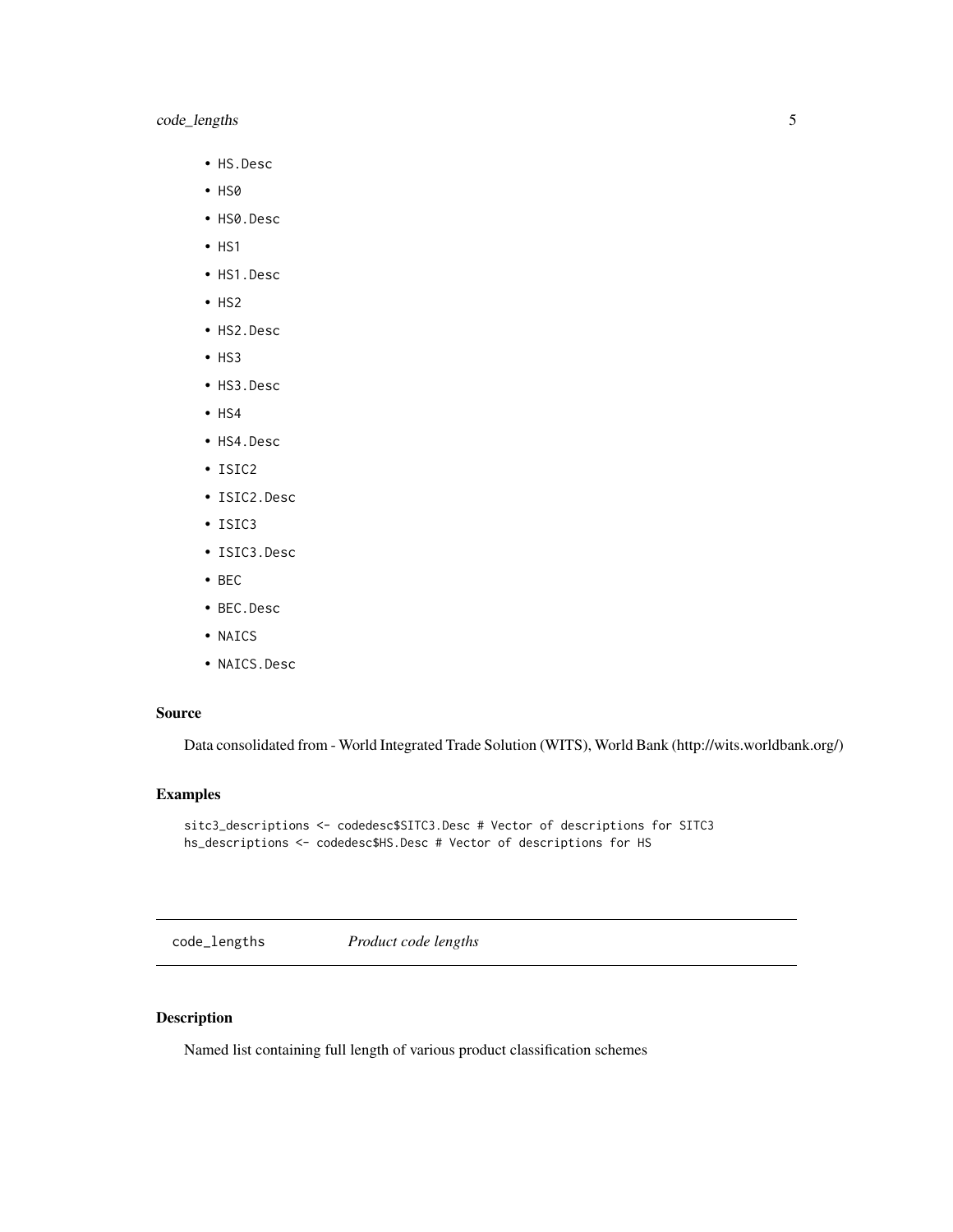- `HS.Desc`
- `HS0`
- `HS0.Desc`
- `HS1`
- `HS1.Desc`
- `HS2`
- `HS2.Desc`
- `HS3`
- `HS3.Desc`
- `HS4`
- `HS4.Desc`
- `ISIC2`
- `ISIC2.Desc`
- `ISIC3`
- `ISIC3.Desc`
- `BEC`
- `BEC.Desc`
- `NAICS`
- `NAICS.Desc`

### Source

Data consolidated from - World Integrated Trade Solution (WITS), World Bank (http://wits.worldbank.org/)

### Examples

```
sitc3_descriptions <- codedesc$SITC3.Desc # Vector of descriptions for SITC3
hs_descriptions <- codedesc$HS.Desc # Vector of descriptions for HS
```

---

## `code_lengths` *Product code lengths*

---

### Description

Named list containing full length of various product classification schemes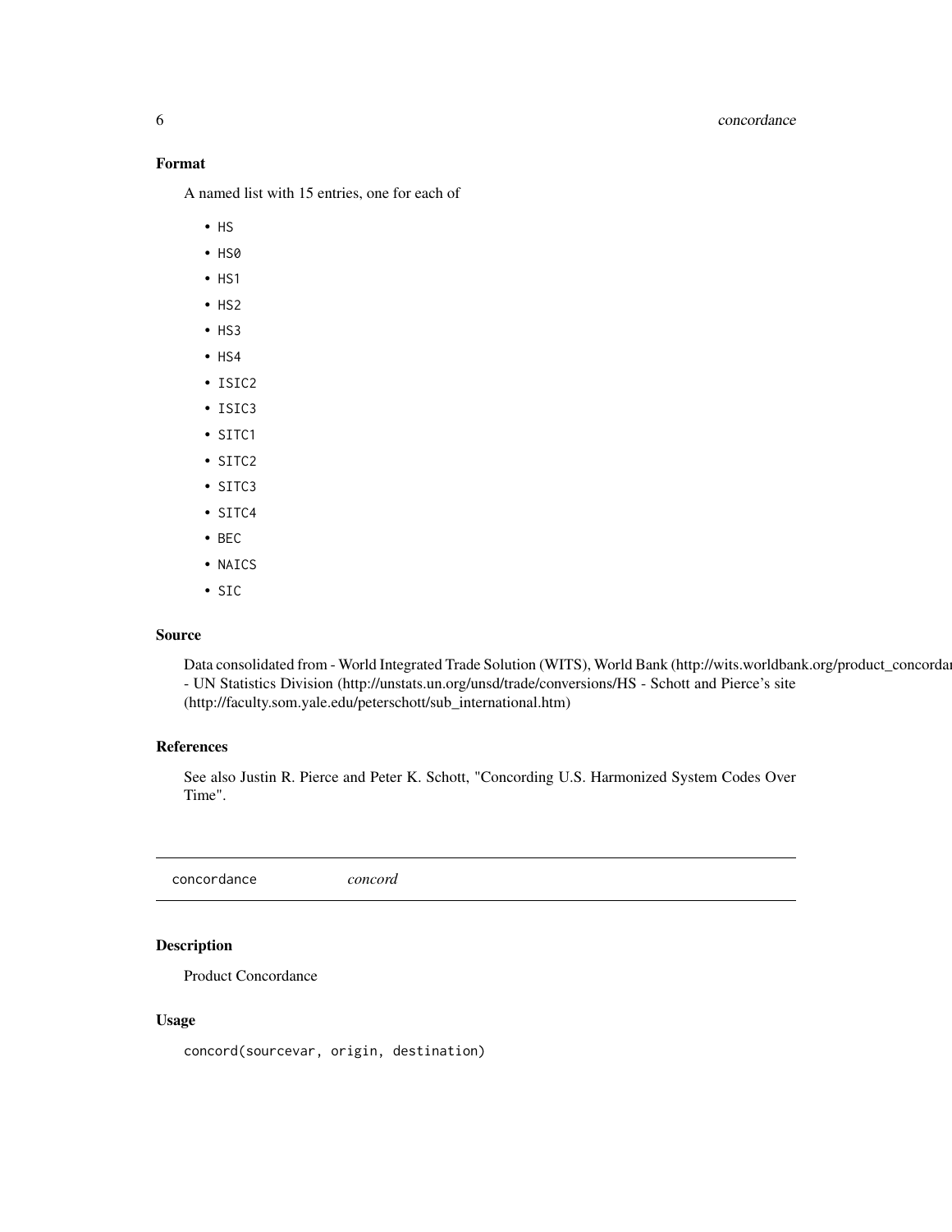### Format

A named list with 15 entries, one for each of

- HS
- HS0
- HS1
- HS2
- HS3
- HS4
- ISIC2
- ISIC3
- SITC1
- SITC2
- SITC3
- SITC4
- BEC
- NAICS
- SIC

### Source

Data consolidated from - World Integrated Trade Solution (WITS), World Bank (http://wits.worldbank.org/product_concordar
- UN Statistics Division (http://unstats.un.org/unsd/trade/conversions/HS - Schott and Pierce's site (http://faculty.som.yale.edu/peterschott/sub_international.htm)

### References

See also Justin R. Pierce and Peter K. Schott, "Concording U.S. Harmonized System Codes Over Time".

---

## concordance *concord*

---

### Description

Product Concordance

### Usage

```
concord(sourcevar, origin, destination)
```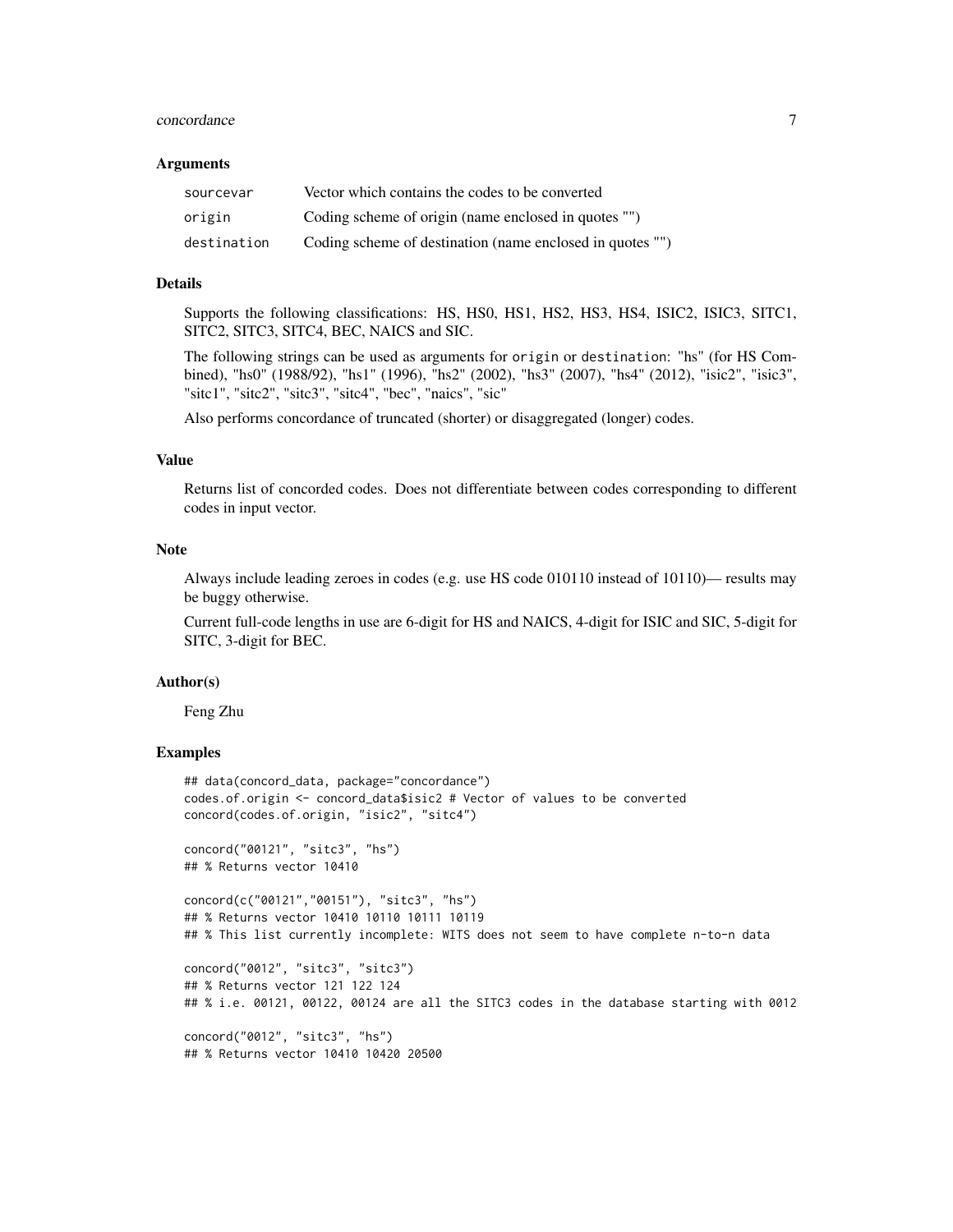### Arguments

| | |
|---|---|
| sourcevar | Vector which contains the codes to be converted |
| origin | Coding scheme of origin (name enclosed in quotes "") |
| destination | Coding scheme of destination (name enclosed in quotes "") |

### Details

Supports the following classifications: HS, HS0, HS1, HS2, HS3, HS4, ISIC2, ISIC3, SITC1, SITC2, SITC3, SITC4, BEC, NAICS and SIC.

The following strings can be used as arguments for `origin` or `destination`: "hs" (for HS Combined), "hs0" (1988/92), "hs1" (1996), "hs2" (2002), "hs3" (2007), "hs4" (2012), "isic2", "isic3", "sitc1", "sitc2", "sitc3", "sitc4", "bec", "naics", "sic"

Also performs concordance of truncated (shorter) or disaggregated (longer) codes.

### Value

Returns list of concorded codes. Does not differentiate between codes corresponding to different codes in input vector.

### Note

Always include leading zeroes in codes (e.g. use HS code 010110 instead of 10110)— results may be buggy otherwise.

Current full-code lengths in use are 6-digit for HS and NAICS, 4-digit for ISIC and SIC, 5-digit for SITC, 3-digit for BEC.

### Author(s)

Feng Zhu

### Examples

```
## data(concord_data, package="concordance")
codes.of.origin <- concord_data$isic2 # Vector of values to be converted
concord(codes.of.origin, "isic2", "sitc4")

concord("00121", "sitc3", "hs")
## % Returns vector 10410

concord(c("00121","00151"), "sitc3", "hs")
## % Returns vector 10410 10110 10111 10119
## % This list currently incomplete: WITS does not seem to have complete n-to-n data

concord("0012", "sitc3", "sitc3")
## % Returns vector 121 122 124
## % i.e. 00121, 00122, 00124 are all the SITC3 codes in the database starting with 0012

concord("0012", "sitc3", "hs")
## % Returns vector 10410 10420 20500
```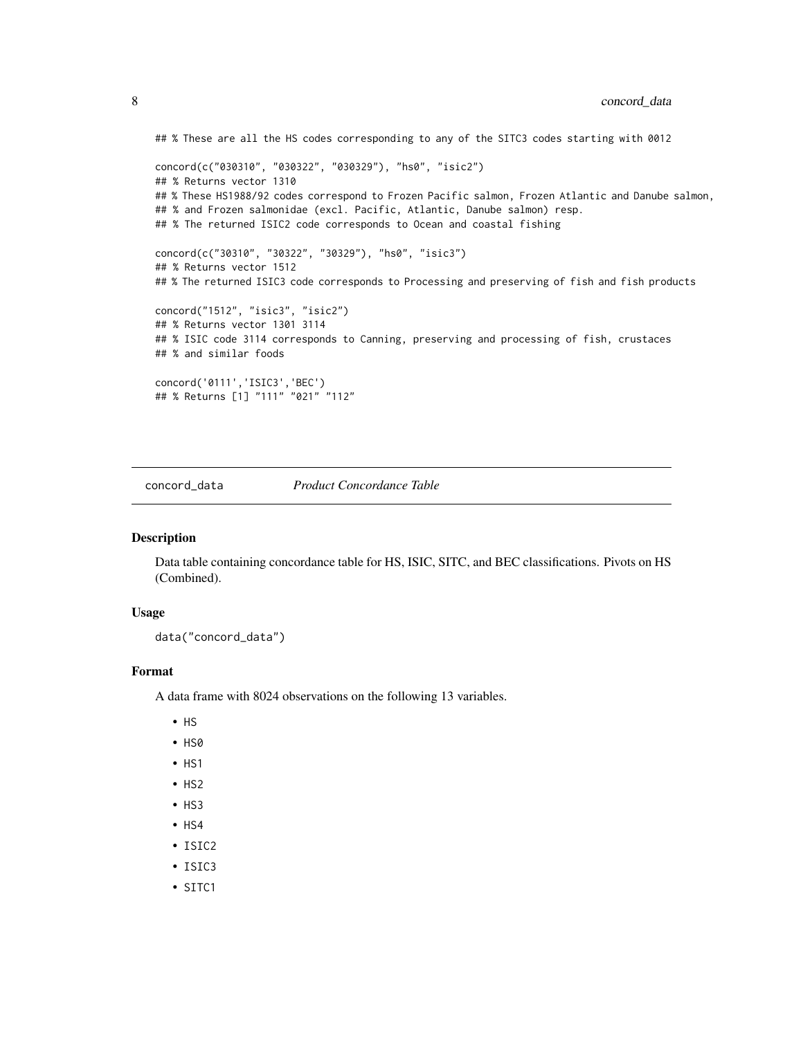```
## % These are all the HS codes corresponding to any of the SITC3 codes starting with 0012

concord(c("030310", "030322", "030329"), "hs0", "isic2")
## % Returns vector 1310
## % These HS1988/92 codes correspond to Frozen Pacific salmon, Frozen Atlantic and Danube salmon,
## % and Frozen salmonidae (excl. Pacific, Atlantic, Danube salmon) resp.
## % The returned ISIC2 code corresponds to Ocean and coastal fishing

concord(c("30310", "30322", "30329"), "hs0", "isic3")
## % Returns vector 1512
## % The returned ISIC3 code corresponds to Processing and preserving of fish and fish products

concord("1512", "isic3", "isic2")
## % Returns vector 1301 3114
## % ISIC code 3114 corresponds to Canning, preserving and processing of fish, crustaces
## % and similar foods

concord('0111','ISIC3','BEC')
## % Returns [1] "111" "021" "112"
```

---

## concord_data — *Product Concordance Table*

### Description

Data table containing concordance table for HS, ISIC, SITC, and BEC classifications. Pivots on HS (Combined).

### Usage

```
data("concord_data")
```

### Format

A data frame with 8024 observations on the following 13 variables.

- HS
- HS0
- HS1
- HS2
- HS3
- HS4
- ISIC2
- ISIC3
- SITC1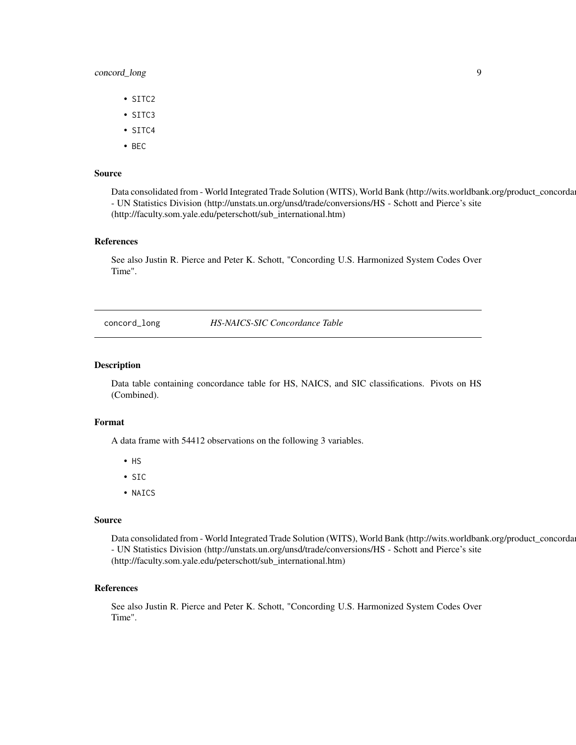- SITC2
- SITC3
- SITC4
- BEC

### Source

Data consolidated from - World Integrated Trade Solution (WITS), World Bank (http://wits.worldbank.org/product_concordar - UN Statistics Division (http://unstats.un.org/unsd/trade/conversions/HS - Schott and Pierce's site (http://faculty.som.yale.edu/peterschott/sub_international.htm)

### References

See also Justin R. Pierce and Peter K. Schott, "Concording U.S. Harmonized System Codes Over Time".

---

## concord_long — *HS-NAICS-SIC Concordance Table*

---

### Description

Data table containing concordance table for HS, NAICS, and SIC classifications. Pivots on HS (Combined).

### Format

A data frame with 54412 observations on the following 3 variables.

- HS
- SIC
- NAICS

### Source

Data consolidated from - World Integrated Trade Solution (WITS), World Bank (http://wits.worldbank.org/product_concordar - UN Statistics Division (http://unstats.un.org/unsd/trade/conversions/HS - Schott and Pierce's site (http://faculty.som.yale.edu/peterschott/sub_international.htm)

### References

See also Justin R. Pierce and Peter K. Schott, "Concording U.S. Harmonized System Codes Over Time".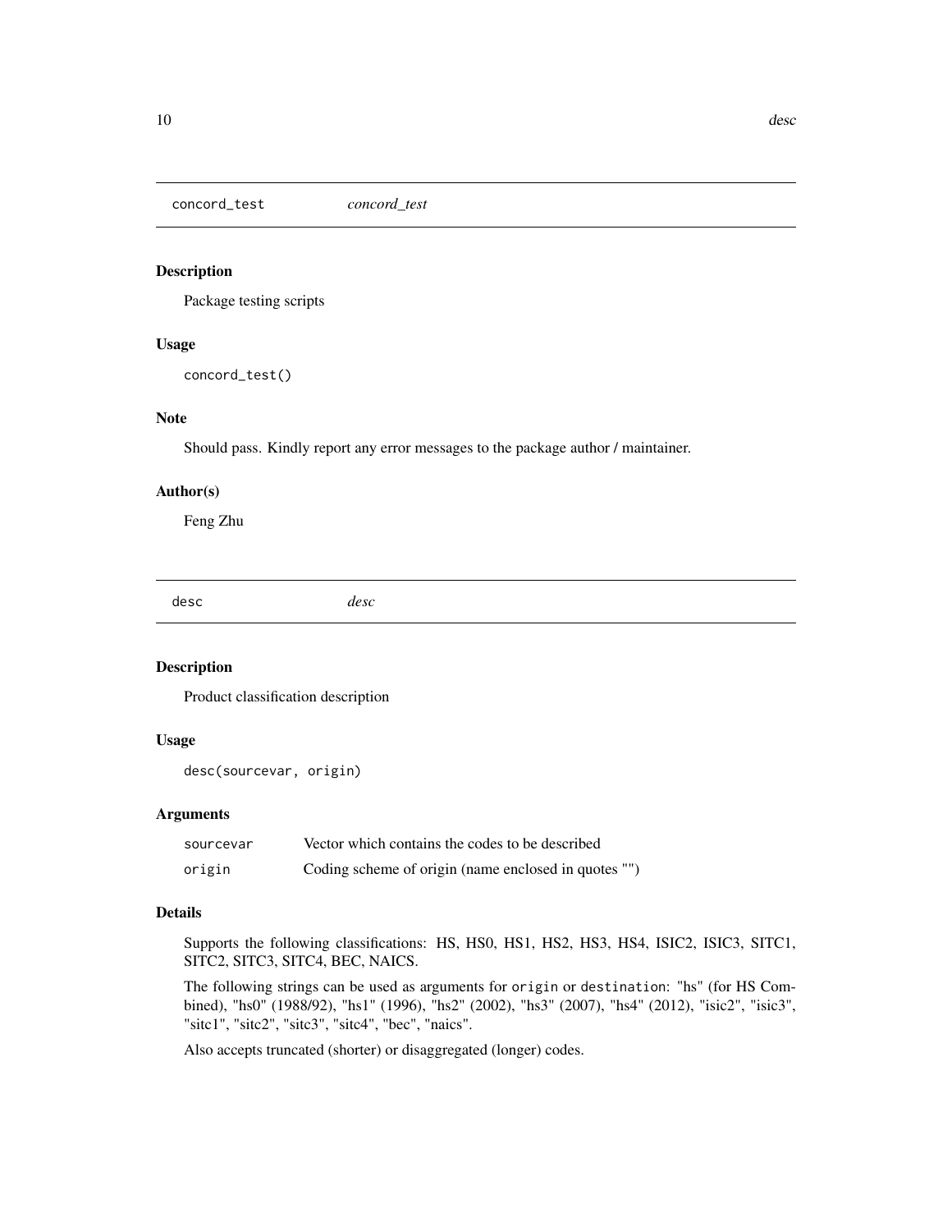## concord_test *concord_test*

### Description

Package testing scripts

### Usage

```
concord_test()
```

### Note

Should pass. Kindly report any error messages to the package author / maintainer.

### Author(s)

Feng Zhu

## desc *desc*

### Description

Product classification description

### Usage

```
desc(sourcevar, origin)
```

### Arguments

| | |
|---|---|
| sourcevar | Vector which contains the codes to be described |
| origin | Coding scheme of origin (name enclosed in quotes "") |

### Details

Supports the following classifications: HS, HS0, HS1, HS2, HS3, HS4, ISIC2, ISIC3, SITC1, SITC2, SITC3, SITC4, BEC, NAICS.

The following strings can be used as arguments for `origin` or `destination`: "hs" (for HS Combined), "hs0" (1988/92), "hs1" (1996), "hs2" (2002), "hs3" (2007), "hs4" (2012), "isic2", "isic3", "sitc1", "sitc2", "sitc3", "sitc4", "bec", "naics".

Also accepts truncated (shorter) or disaggregated (longer) codes.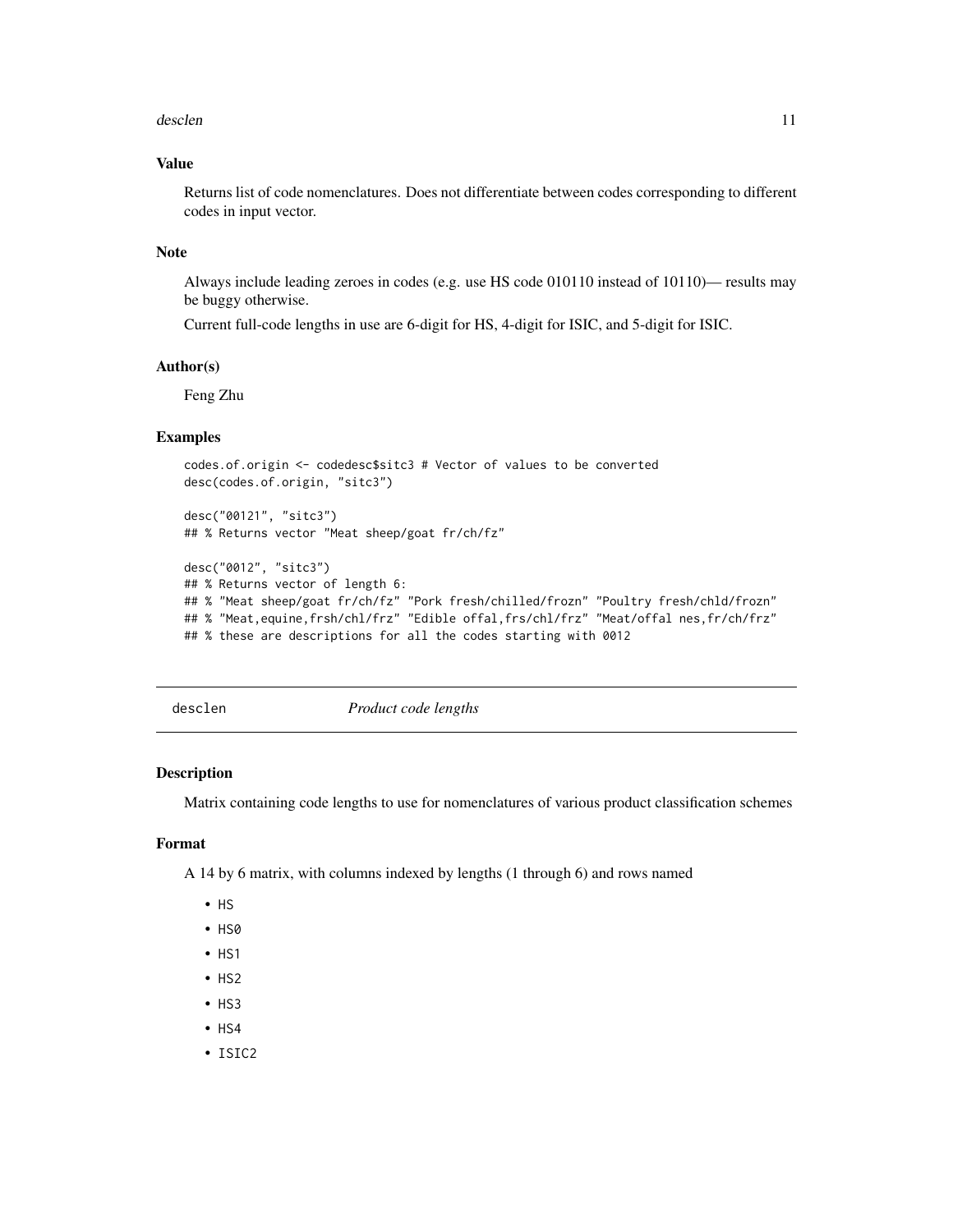### Value

Returns list of code nomenclatures. Does not differentiate between codes corresponding to different codes in input vector.

### Note

Always include leading zeroes in codes (e.g. use HS code 010110 instead of 10110)— results may be buggy otherwise.

Current full-code lengths in use are 6-digit for HS, 4-digit for ISIC, and 5-digit for ISIC.

### Author(s)

Feng Zhu

### Examples

```
codes.of.origin <- codedesc$sitc3 # Vector of values to be converted
desc(codes.of.origin, "sitc3")

desc("00121", "sitc3")
## % Returns vector "Meat sheep/goat fr/ch/fz"

desc("0012", "sitc3")
## % Returns vector of length 6:
## % "Meat sheep/goat fr/ch/fz" "Pork fresh/chilled/frozn" "Poultry fresh/chld/frozn"
## % "Meat,equine,frsh/chl/frz" "Edible offal,frs/chl/frz" "Meat/offal nes,fr/ch/frz"
## % these are descriptions for all the codes starting with 0012
```

---

## desclen *Product code lengths*

### Description

Matrix containing code lengths to use for nomenclatures of various product classification schemes

### Format

A 14 by 6 matrix, with columns indexed by lengths (1 through 6) and rows named

- HS
- HS0
- HS1
- HS2
- HS3
- HS4
- ISIC2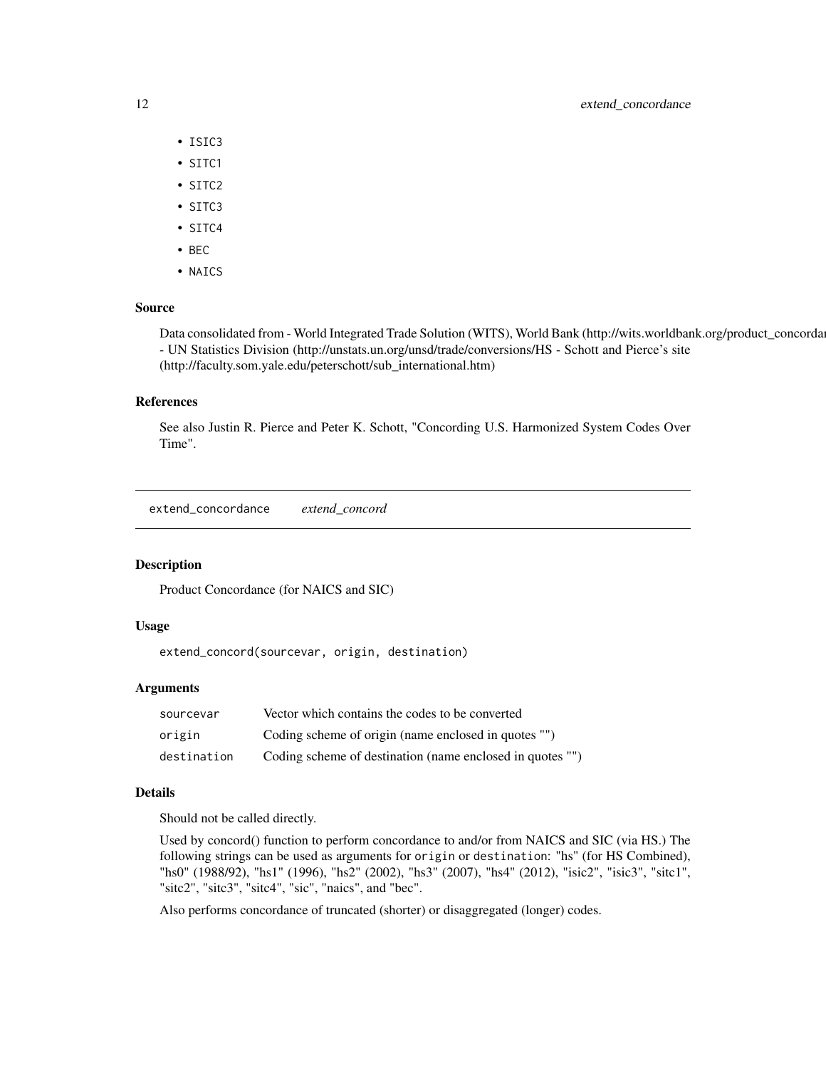- ISIC3
- SITC1
- SITC2
- SITC3
- SITC4
- BEC
- NAICS

### Source

Data consolidated from - World Integrated Trade Solution (WITS), World Bank (http://wits.worldbank.org/product_concordar - UN Statistics Division (http://unstats.un.org/unsd/trade/conversions/HS - Schott and Pierce's site (http://faculty.som.yale.edu/peterschott/sub_international.htm)

### References

See also Justin R. Pierce and Peter K. Schott, "Concording U.S. Harmonized System Codes Over Time".

---

## extend_concordance *extend_concord*

### Description

Product Concordance (for NAICS and SIC)

### Usage

```
extend_concord(sourcevar, origin, destination)
```

### Arguments

| | |
|---|---|
| sourcevar | Vector which contains the codes to be converted |
| origin | Coding scheme of origin (name enclosed in quotes "") |
| destination | Coding scheme of destination (name enclosed in quotes "") |

### Details

Should not be called directly.

Used by concord() function to perform concordance to and/or from NAICS and SIC (via HS.) The following strings can be used as arguments for `origin` or `destination`: "hs" (for HS Combined), "hs0" (1988/92), "hs1" (1996), "hs2" (2002), "hs3" (2007), "hs4" (2012), "isic2", "isic3", "sitc1", "sitc2", "sitc3", "sitc4", "sic", "naics", and "bec".

Also performs concordance of truncated (shorter) or disaggregated (longer) codes.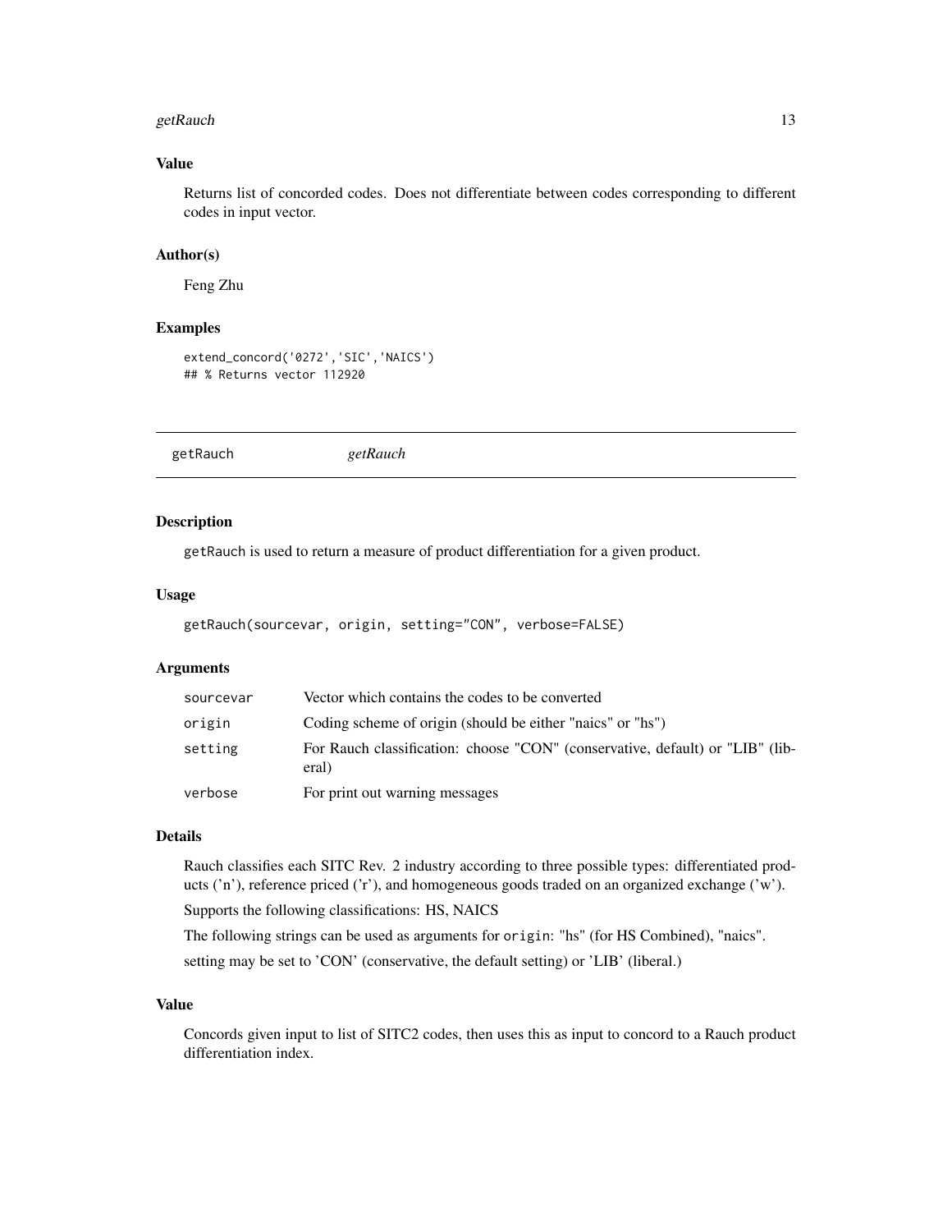### Value

Returns list of concorded codes. Does not differentiate between codes corresponding to different codes in input vector.

### Author(s)

Feng Zhu

### Examples

```
extend_concord('0272','SIC','NAICS')
## % Returns vector 112920
```

---

## getRauch *getRauch*

---

### Description

getRauch is used to return a measure of product differentiation for a given product.

### Usage

```
getRauch(sourcevar, origin, setting="CON", verbose=FALSE)
```

### Arguments

| | |
|---|---|
| sourcevar | Vector which contains the codes to be converted |
| origin | Coding scheme of origin (should be either "naics" or "hs") |
| setting | For Rauch classification: choose "CON" (conservative, default) or "LIB" (liberal) |
| verbose | For print out warning messages |

### Details

Rauch classifies each SITC Rev. 2 industry according to three possible types: differentiated products ('n'), reference priced ('r'), and homogeneous goods traded on an organized exchange ('w').

Supports the following classifications: HS, NAICS

The following strings can be used as arguments for `origin`: "hs" (for HS Combined), "naics".

setting may be set to 'CON' (conservative, the default setting) or 'LIB' (liberal.)

### Value

Concords given input to list of SITC2 codes, then uses this as input to concord to a Rauch product differentiation index.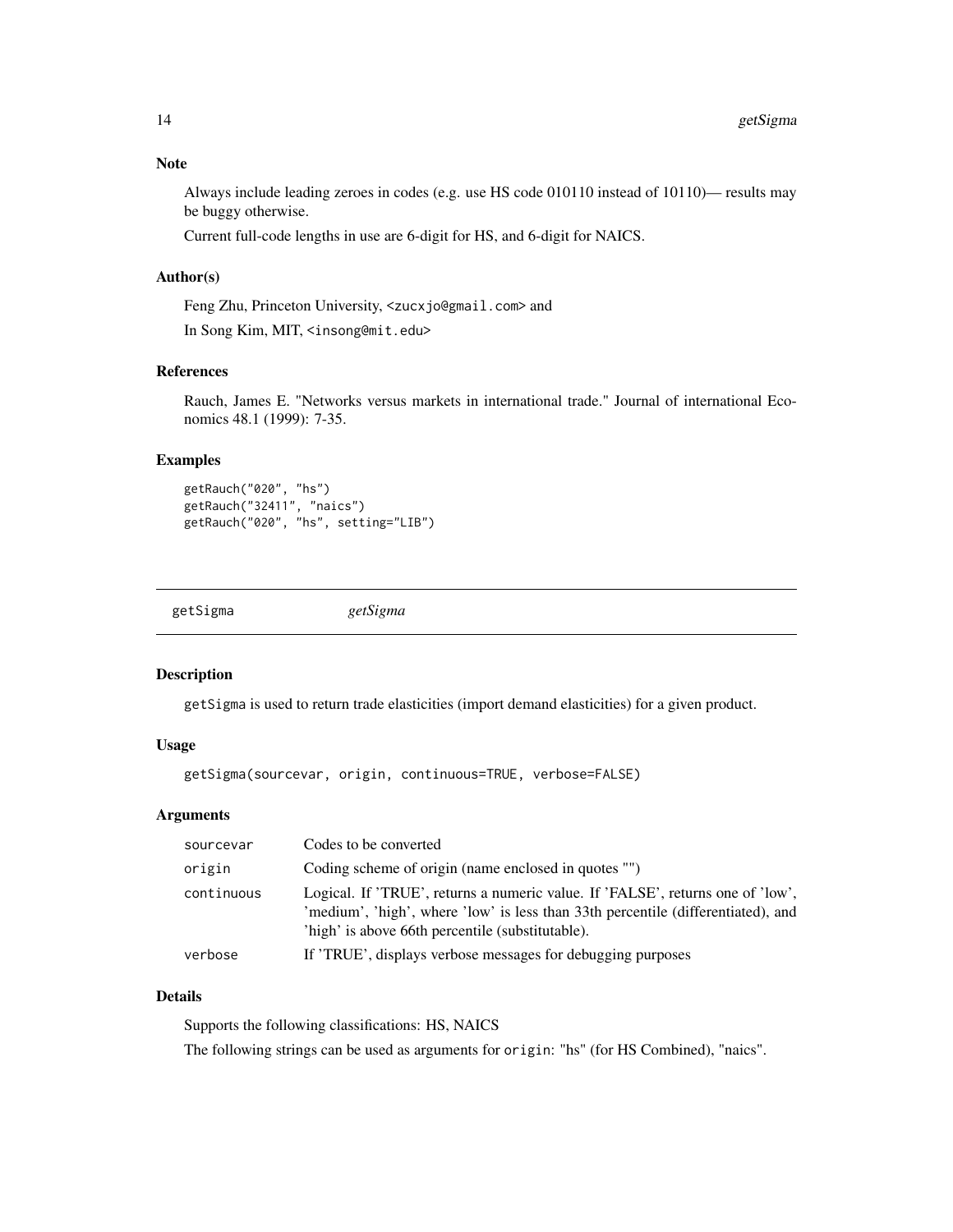### Note

Always include leading zeroes in codes (e.g. use HS code 010110 instead of 10110)— results may be buggy otherwise.

Current full-code lengths in use are 6-digit for HS, and 6-digit for NAICS.

### Author(s)

Feng Zhu, Princeton University, <zucxjo@gmail.com> and

In Song Kim, MIT, <insong@mit.edu>

### References

Rauch, James E. "Networks versus markets in international trade." Journal of international Economics 48.1 (1999): 7-35.

### Examples

```
getRauch("020", "hs")
getRauch("32411", "naics")
getRauch("020", "hs", setting="LIB")
```

---

## getSigma *getSigma*

---

### Description

getSigma is used to return trade elasticities (import demand elasticities) for a given product.

### Usage

```
getSigma(sourcevar, origin, continuous=TRUE, verbose=FALSE)
```

### Arguments

| | |
|---|---|
| sourcevar | Codes to be converted |
| origin | Coding scheme of origin (name enclosed in quotes "") |
| continuous | Logical. If 'TRUE', returns a numeric value. If 'FALSE', returns one of 'low', 'medium', 'high', where 'low' is less than 33th percentile (differentiated), and 'high' is above 66th percentile (substitutable). |
| verbose | If 'TRUE', displays verbose messages for debugging purposes |

### Details

Supports the following classifications: HS, NAICS

The following strings can be used as arguments for origin: "hs" (for HS Combined), "naics".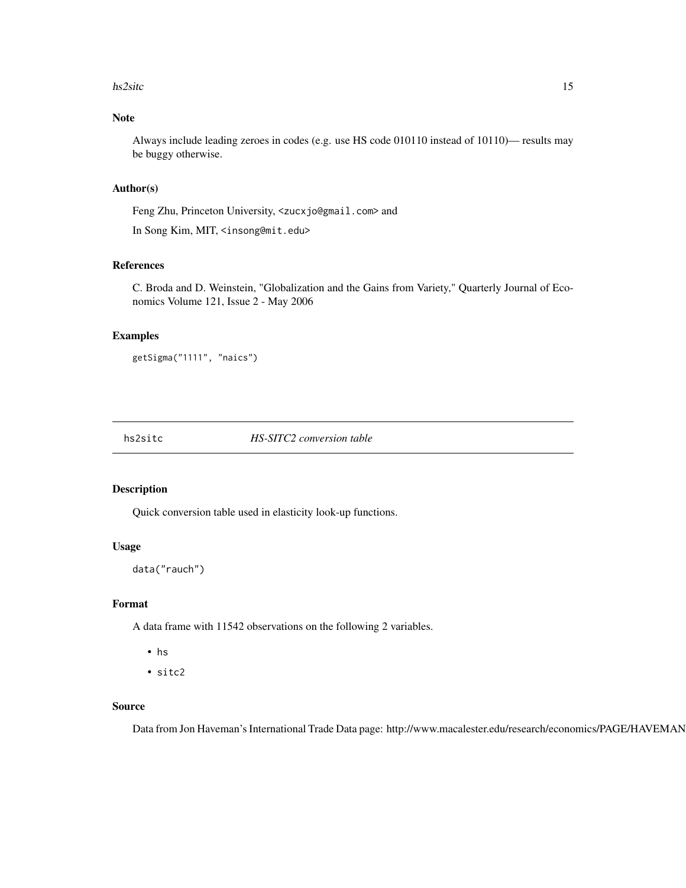## Note

Always include leading zeroes in codes (e.g. use HS code 010110 instead of 10110)— results may be buggy otherwise.

## Author(s)

Feng Zhu, Princeton University, <zucxjo@gmail.com> and

In Song Kim, MIT, <insong@mit.edu>

## References

C. Broda and D. Weinstein, "Globalization and the Gains from Variety," Quarterly Journal of Economics Volume 121, Issue 2 - May 2006

## Examples

```
getSigma("1111", "naics")
```

---

# hs2sitc — *HS-SITC2 conversion table*

## Description

Quick conversion table used in elasticity look-up functions.

## Usage

```
data("rauch")
```

## Format

A data frame with 11542 observations on the following 2 variables.

- hs
- sitc2

## Source

Data from Jon Haveman's International Trade Data page: http://www.macalester.edu/research/economics/PAGE/HAVEMAN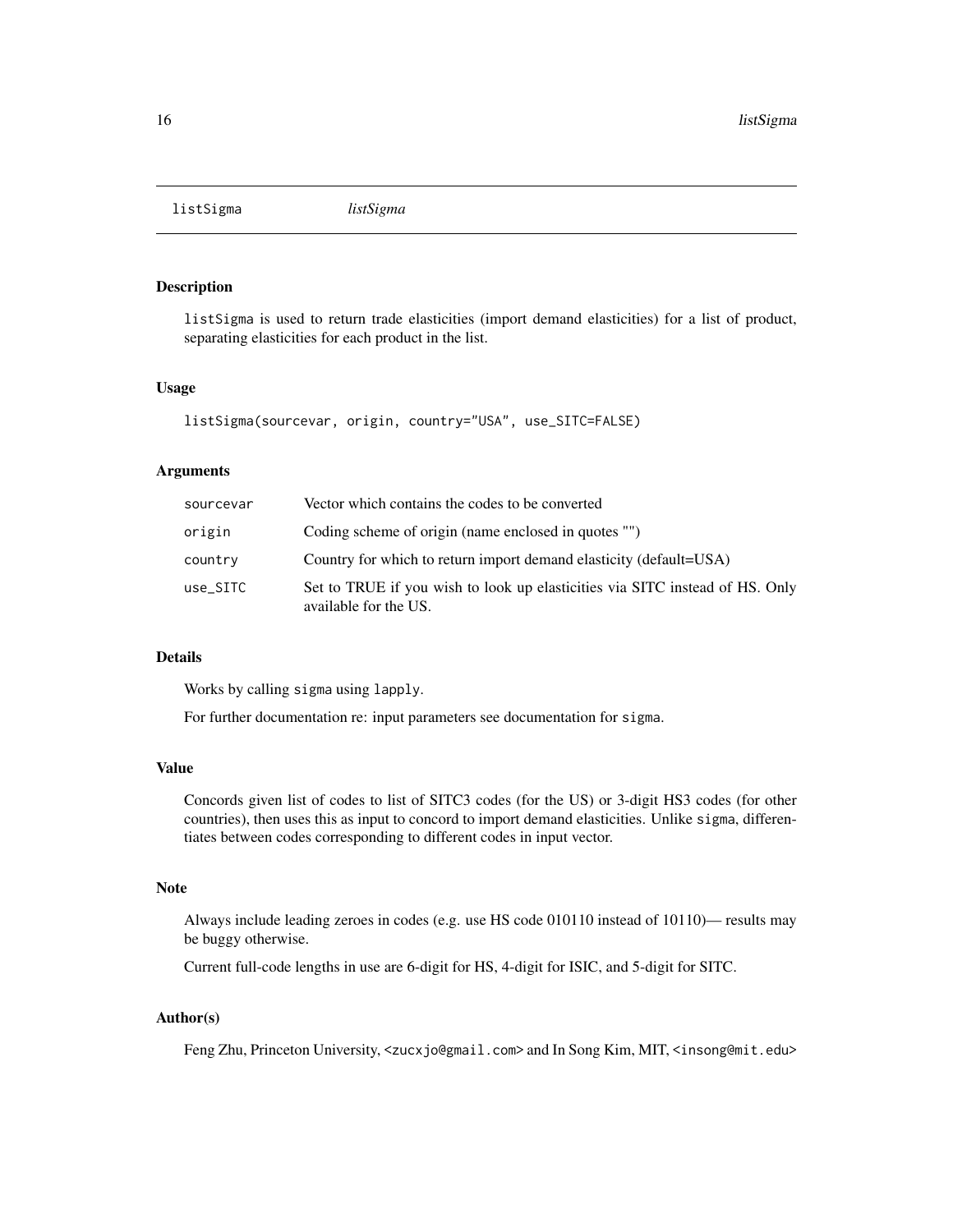listSigma *listSigma*

## Description

listSigma is used to return trade elasticities (import demand elasticities) for a list of product, separating elasticities for each product in the list.

## Usage

```
listSigma(sourcevar, origin, country="USA", use_SITC=FALSE)
```

## Arguments

| | |
|---|---|
| sourcevar | Vector which contains the codes to be converted |
| origin | Coding scheme of origin (name enclosed in quotes "") |
| country | Country for which to return import demand elasticity (default=USA) |
| use_SITC | Set to TRUE if you wish to look up elasticities via SITC instead of HS. Only available for the US. |

## Details

Works by calling `sigma` using `lapply`.

For further documentation re: input parameters see documentation for `sigma`.

## Value

Concords given list of codes to list of SITC3 codes (for the US) or 3-digit HS3 codes (for other countries), then uses this as input to concord to import demand elasticities. Unlike `sigma`, differentiates between codes corresponding to different codes in input vector.

## Note

Always include leading zeroes in codes (e.g. use HS code 010110 instead of 10110)— results may be buggy otherwise.

Current full-code lengths in use are 6-digit for HS, 4-digit for ISIC, and 5-digit for SITC.

## Author(s)

Feng Zhu, Princeton University, <zucxjo@gmail.com> and In Song Kim, MIT, <insong@mit.edu>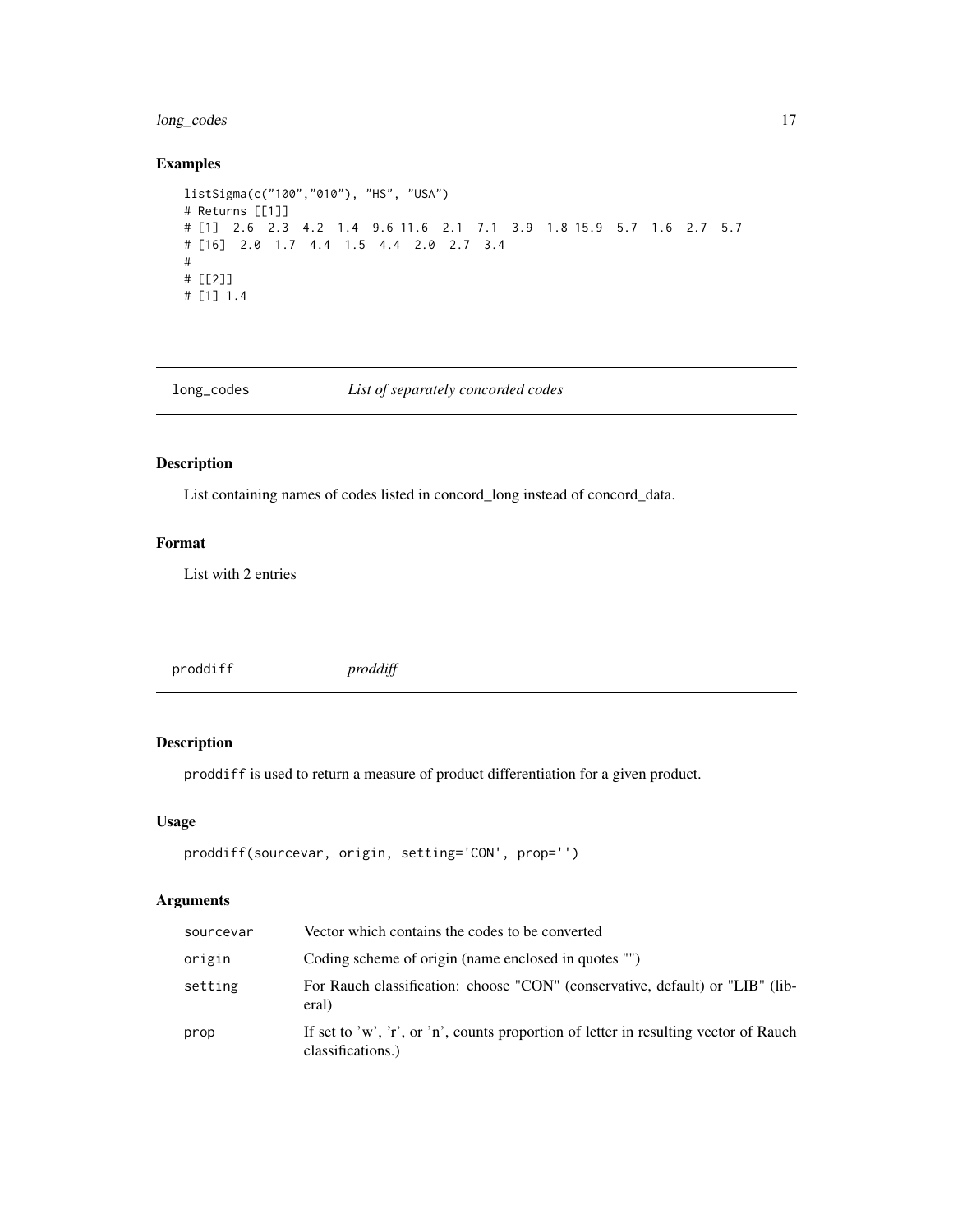## Examples

```
listSigma(c("100","010"), "HS", "USA")
# Returns [[1]]
# [1]  2.6  2.3  4.2  1.4  9.6 11.6  2.1  7.1  3.9  1.8 15.9  5.7  1.6  2.7  5.7
# [16]  2.0  1.7  4.4  1.5  4.4  2.0  2.7  3.4
#
# [[2]]
# [1] 1.4
```

---

# long_codes *List of separately concorded codes*

## Description

List containing names of codes listed in concord_long instead of concord_data.

## Format

List with 2 entries

---

# proddiff *proddiff*

## Description

proddiff is used to return a measure of product differentiation for a given product.

## Usage

```
proddiff(sourcevar, origin, setting='CON', prop='')
```

## Arguments

| | |
|---|---|
| sourcevar | Vector which contains the codes to be converted |
| origin | Coding scheme of origin (name enclosed in quotes "") |
| setting | For Rauch classification: choose "CON" (conservative, default) or "LIB" (liberal) |
| prop | If set to 'w', 'r', or 'n', counts proportion of letter in resulting vector of Rauch classifications.) |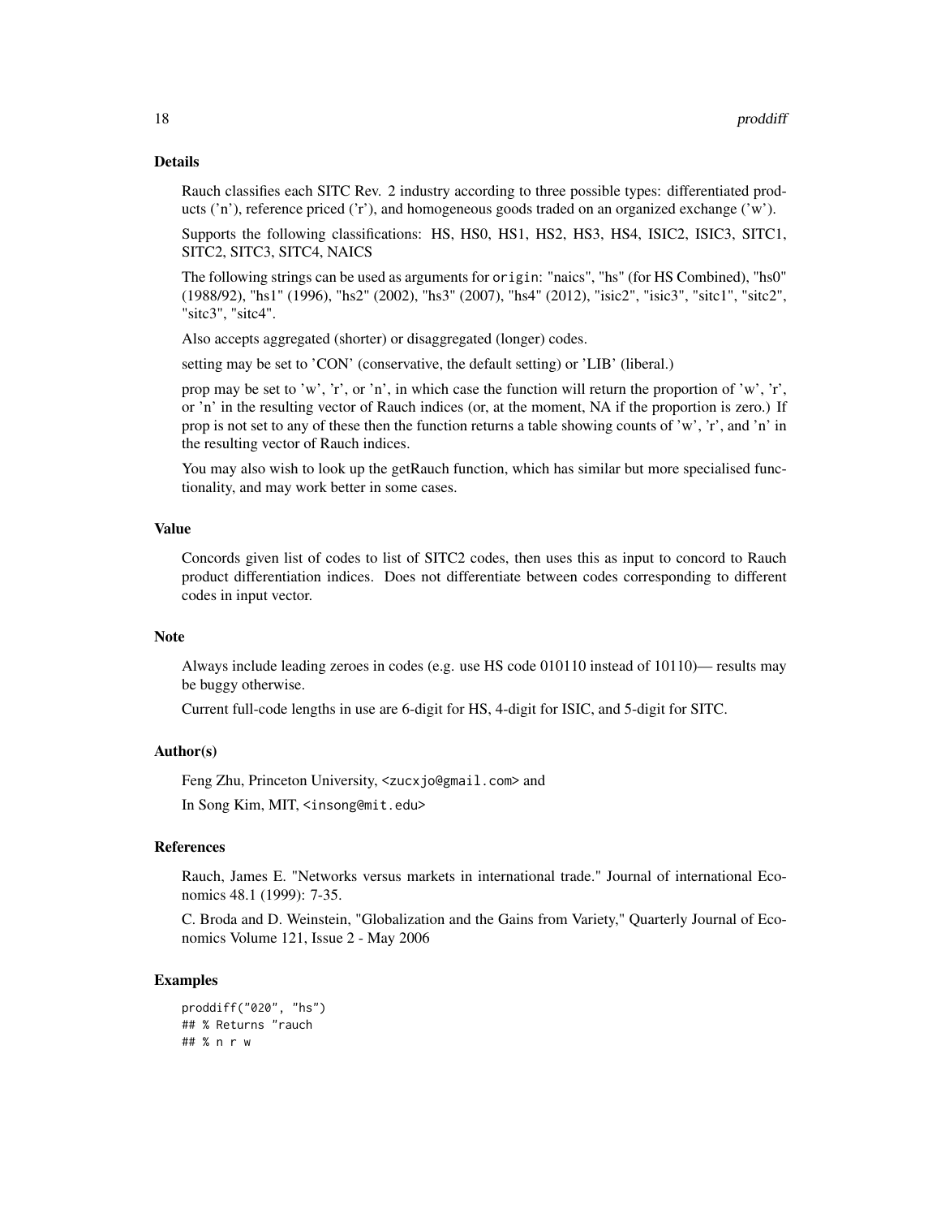### Details

Rauch classifies each SITC Rev. 2 industry according to three possible types: differentiated products ('n'), reference priced ('r'), and homogeneous goods traded on an organized exchange ('w').

Supports the following classifications: HS, HS0, HS1, HS2, HS3, HS4, ISIC2, ISIC3, SITC1, SITC2, SITC3, SITC4, NAICS

The following strings can be used as arguments for `origin`: "naics", "hs" (for HS Combined), "hs0" (1988/92), "hs1" (1996), "hs2" (2002), "hs3" (2007), "hs4" (2012), "isic2", "isic3", "sitc1", "sitc2", "sitc3", "sitc4".

Also accepts aggregated (shorter) or disaggregated (longer) codes.

setting may be set to 'CON' (conservative, the default setting) or 'LIB' (liberal.)

prop may be set to 'w', 'r', or 'n', in which case the function will return the proportion of 'w', 'r', or 'n' in the resulting vector of Rauch indices (or, at the moment, NA if the proportion is zero.) If prop is not set to any of these then the function returns a table showing counts of 'w', 'r', and 'n' in the resulting vector of Rauch indices.

You may also wish to look up the getRauch function, which has similar but more specialised functionality, and may work better in some cases.

### Value

Concords given list of codes to list of SITC2 codes, then uses this as input to concord to Rauch product differentiation indices. Does not differentiate between codes corresponding to different codes in input vector.

### Note

Always include leading zeroes in codes (e.g. use HS code 010110 instead of 10110)— results may be buggy otherwise.

Current full-code lengths in use are 6-digit for HS, 4-digit for ISIC, and 5-digit for SITC.

### Author(s)

Feng Zhu, Princeton University, <zucxjo@gmail.com> and

In Song Kim, MIT, <insong@mit.edu>

### References

Rauch, James E. "Networks versus markets in international trade." Journal of international Economics 48.1 (1999): 7-35.

C. Broda and D. Weinstein, "Globalization and the Gains from Variety," Quarterly Journal of Economics Volume 121, Issue 2 - May 2006

### Examples

```
proddiff("020", "hs")
## % Returns "rauch
## % n r w
```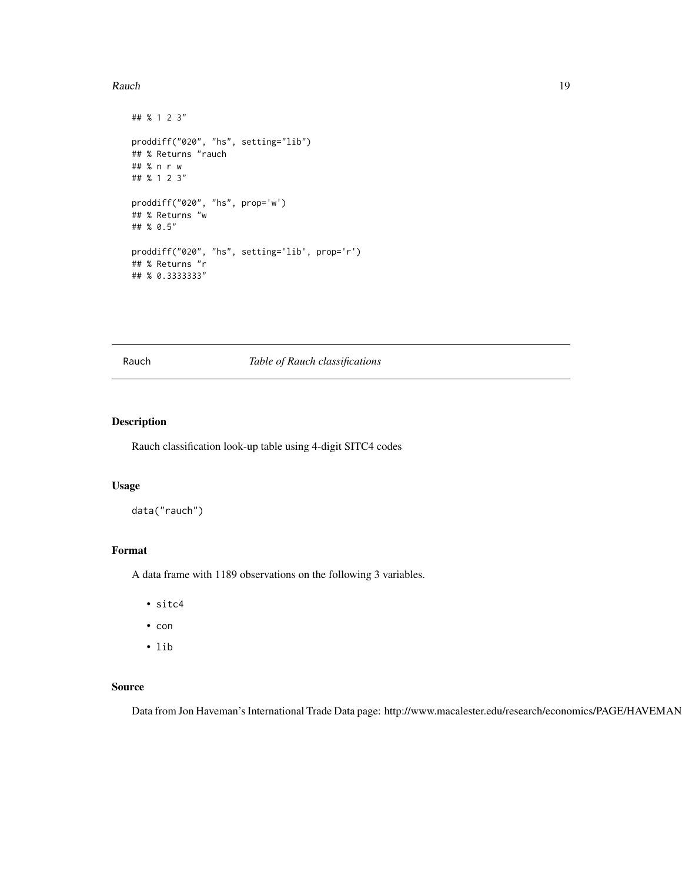```
## % 1 2 3"

proddiff("020", "hs", setting="lib")
## % Returns "rauch
## % n r w
## % 1 2 3"

proddiff("020", "hs", prop='w')
## % Returns "w
## % 0.5"

proddiff("020", "hs", setting='lib', prop='r')
## % Returns "r
## % 0.3333333"
```

---

Rauch *Table of Rauch classifications*

---

## Description

Rauch classification look-up table using 4-digit SITC4 codes

## Usage

```
data("rauch")
```

## Format

A data frame with 1189 observations on the following 3 variables.

- `sitc4`
- `con`
- `lib`

## Source

Data from Jon Haveman's International Trade Data page: http://www.macalester.edu/research/economics/PAGE/HAVEMAN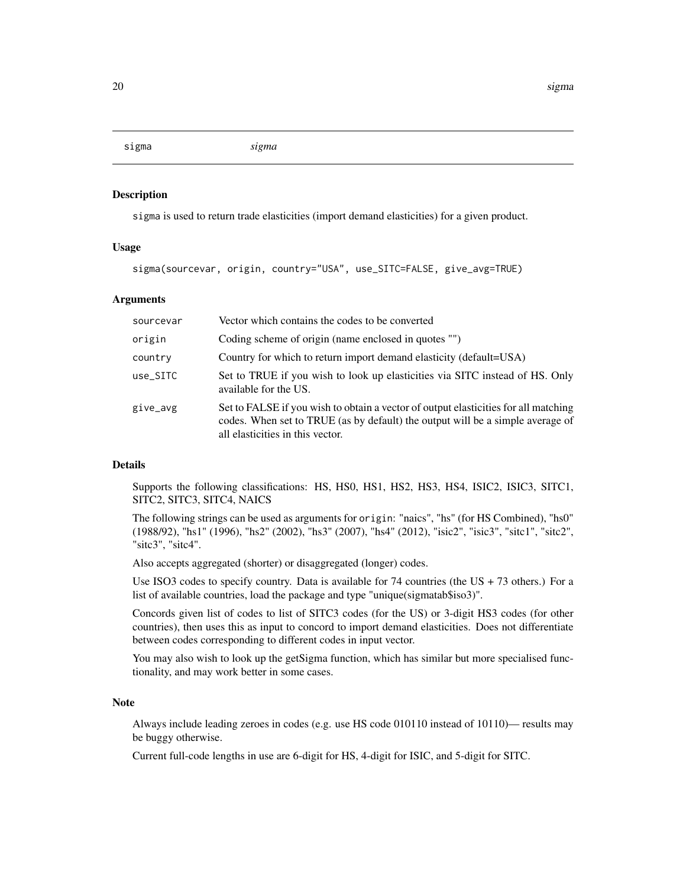# sigma — *sigma*

## Description

sigma is used to return trade elasticities (import demand elasticities) for a given product.

## Usage

```
sigma(sourcevar, origin, country="USA", use_SITC=FALSE, give_avg=TRUE)
```

## Arguments

| Argument | Description |
|---|---|
| sourcevar | Vector which contains the codes to be converted |
| origin | Coding scheme of origin (name enclosed in quotes "") |
| country | Country for which to return import demand elasticity (default=USA) |
| use_SITC | Set to TRUE if you wish to look up elasticities via SITC instead of HS. Only available for the US. |
| give_avg | Set to FALSE if you wish to obtain a vector of output elasticities for all matching codes. When set to TRUE (as by default) the output will be a simple average of all elasticities in this vector. |

## Details

Supports the following classifications: HS, HS0, HS1, HS2, HS3, HS4, ISIC2, ISIC3, SITC1, SITC2, SITC3, SITC4, NAICS

The following strings can be used as arguments for `origin`: "naics", "hs" (for HS Combined), "hs0" (1988/92), "hs1" (1996), "hs2" (2002), "hs3" (2007), "hs4" (2012), "isic2", "isic3", "sitc1", "sitc2", "sitc3", "sitc4".

Also accepts aggregated (shorter) or disaggregated (longer) codes.

Use ISO3 codes to specify country. Data is available for 74 countries (the US + 73 others.) For a list of available countries, load the package and type "unique(sigmatab$iso3)".

Concords given list of codes to list of SITC3 codes (for the US) or 3-digit HS3 codes (for other countries), then uses this as input to concord to import demand elasticities. Does not differentiate between codes corresponding to different codes in input vector.

You may also wish to look up the getSigma function, which has similar but more specialised functionality, and may work better in some cases.

## Note

Always include leading zeroes in codes (e.g. use HS code 010110 instead of 10110)— results may be buggy otherwise.

Current full-code lengths in use are 6-digit for HS, 4-digit for ISIC, and 5-digit for SITC.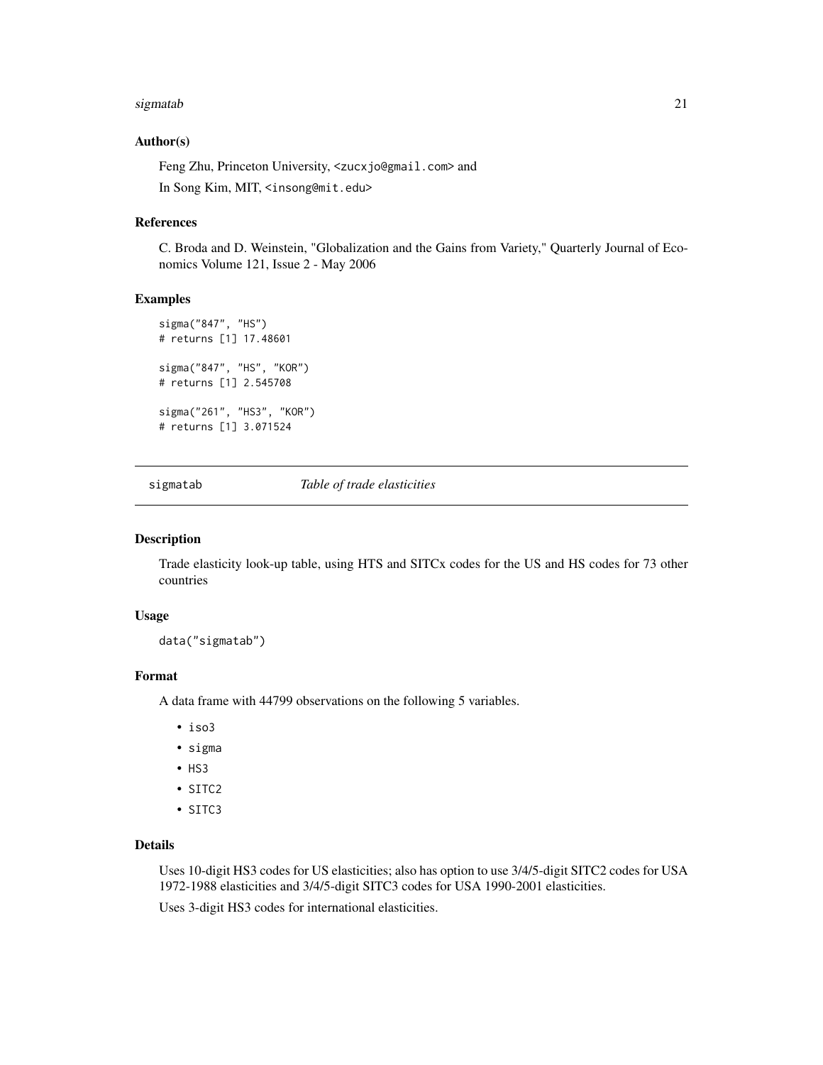### Author(s)

Feng Zhu, Princeton University, <zucxjo@gmail.com> and

In Song Kim, MIT, <insong@mit.edu>

### References

C. Broda and D. Weinstein, "Globalization and the Gains from Variety," Quarterly Journal of Economics Volume 121, Issue 2 - May 2006

### Examples

```
sigma("847", "HS")
# returns [1] 17.48601

sigma("847", "HS", "KOR")
# returns [1] 2.545708

sigma("261", "HS3", "KOR")
# returns [1] 3.071524
```

## sigmatab *Table of trade elasticities*

### Description

Trade elasticity look-up table, using HTS and SITCx codes for the US and HS codes for 73 other countries

### Usage

```
data("sigmatab")
```

### Format

A data frame with 44799 observations on the following 5 variables.

- iso3
- sigma
- HS3
- SITC2
- SITC3

### Details

Uses 10-digit HS3 codes for US elasticities; also has option to use 3/4/5-digit SITC2 codes for USA 1972-1988 elasticities and 3/4/5-digit SITC3 codes for USA 1990-2001 elasticities.

Uses 3-digit HS3 codes for international elasticities.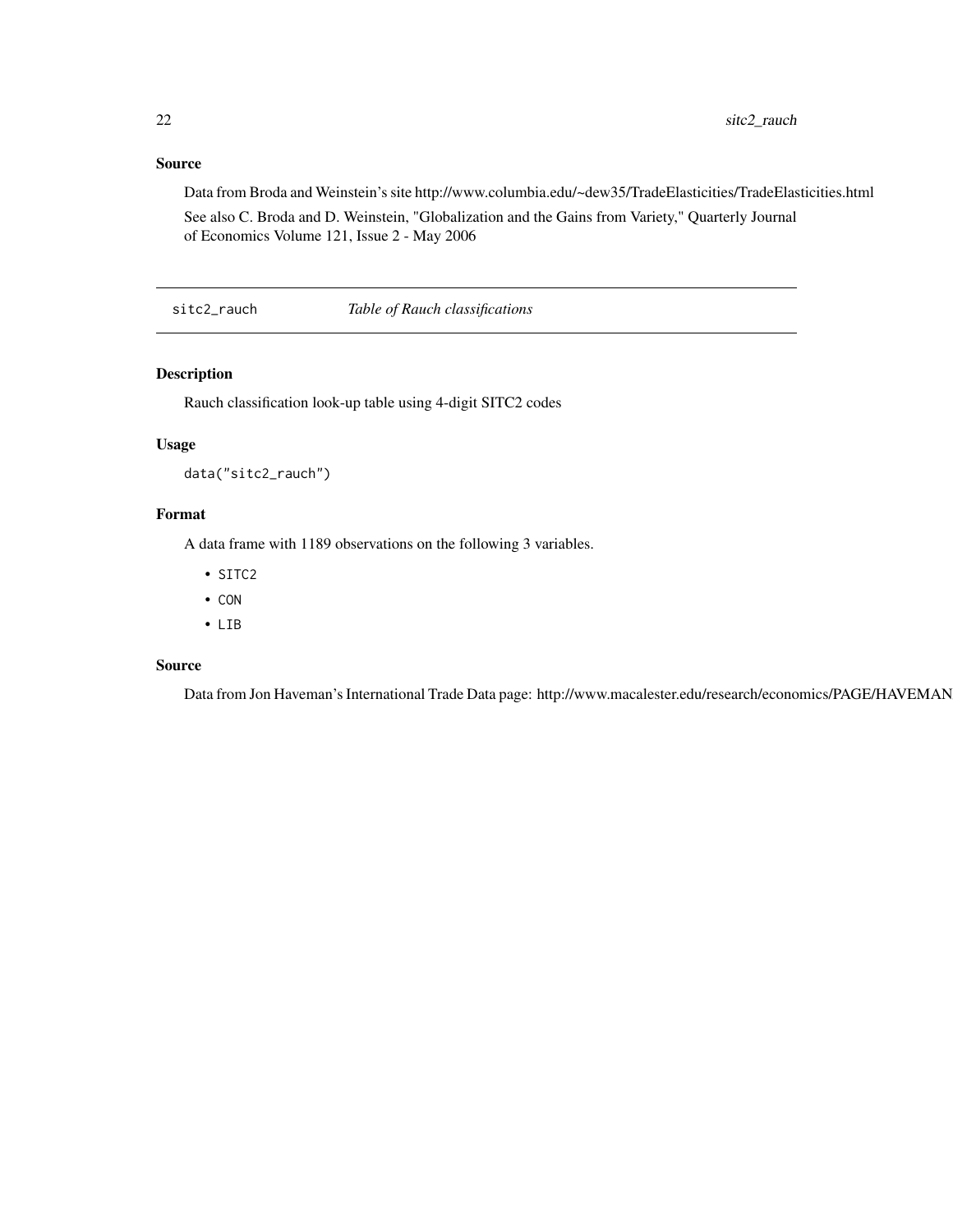### Source

Data from Broda and Weinstein's site http://www.columbia.edu/~dew35/TradeElasticities/TradeElasticities.html

See also C. Broda and D. Weinstein, "Globalization and the Gains from Variety," Quarterly Journal of Economics Volume 121, Issue 2 - May 2006

---

## sitc2_rauch — *Table of Rauch classifications*

---

### Description

Rauch classification look-up table using 4-digit SITC2 codes

### Usage

```
data("sitc2_rauch")
```

### Format

A data frame with 1189 observations on the following 3 variables.

- SITC2
- CON
- LIB

### Source

Data from Jon Haveman's International Trade Data page: http://www.macalester.edu/research/economics/PAGE/HAVEMAN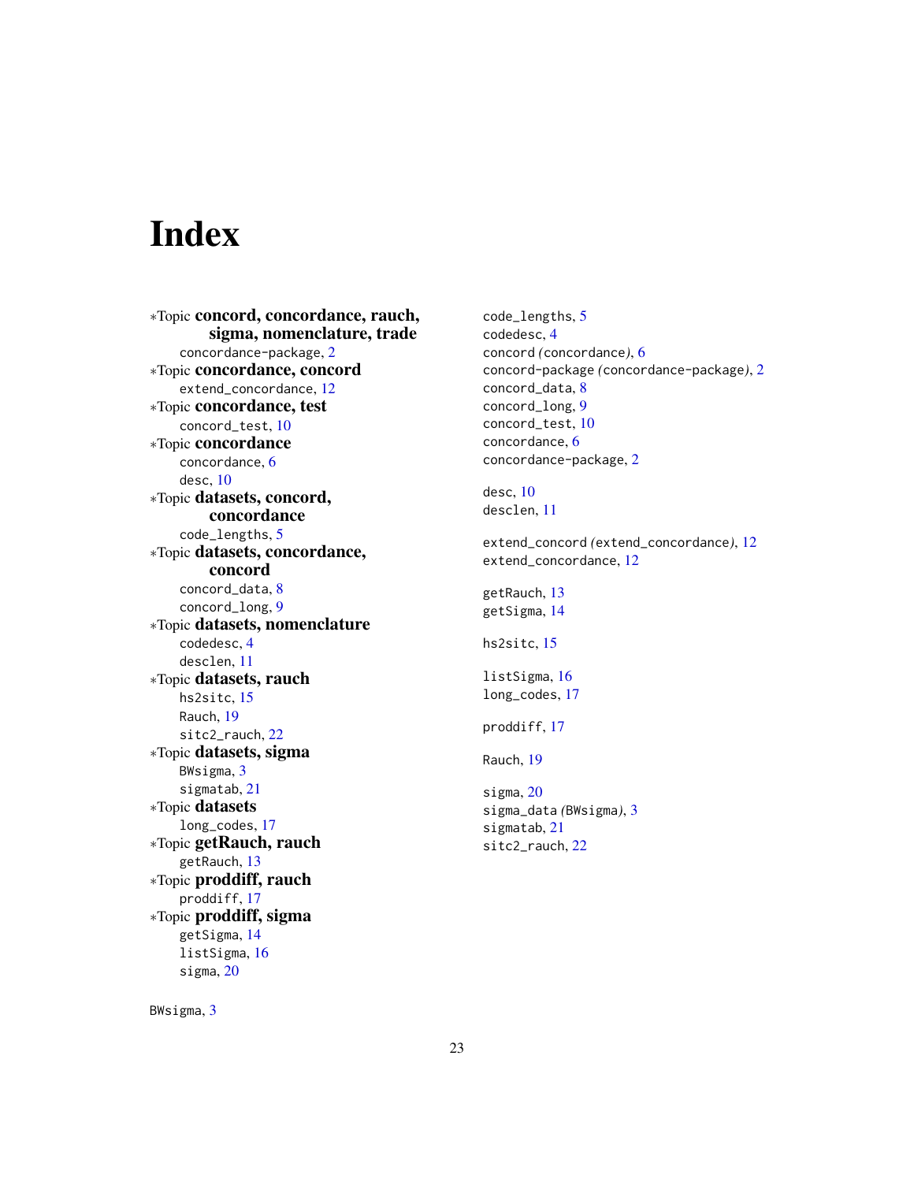# Index

∗Topic **concord, concordance, rauch, sigma, nomenclature, trade**
- concordance-package, 2

∗Topic **concordance, concord**
- extend_concordance, 12

∗Topic **concordance, test**
- concord_test, 10

∗Topic **concordance**
- concordance, 6
- desc, 10

∗Topic **datasets, concord, concordance**
- code_lengths, 5

∗Topic **datasets, concordance, concord**
- concord_data, 8
- concord_long, 9

∗Topic **datasets, nomenclature**
- codedesc, 4
- desclen, 11

∗Topic **datasets, rauch**
- hs2sitc, 15
- Rauch, 19
- sitc2_rauch, 22

∗Topic **datasets, sigma**
- BWsigma, 3
- sigmatab, 21

∗Topic **datasets**
- long_codes, 17

∗Topic **getRauch, rauch**
- getRauch, 13

∗Topic **proddiff, rauch**
- proddiff, 17

∗Topic **proddiff, sigma**
- getSigma, 14
- listSigma, 16
- sigma, 20

BWsigma, 3

code_lengths, 5
codedesc, 4
concord *(concordance)*, 6
concord-package *(concordance-package)*, 2
concord_data, 8
concord_long, 9
concord_test, 10
concordance, 6
concordance-package, 2

desc, 10
desclen, 11

extend_concord *(extend_concordance)*, 12
extend_concordance, 12

getRauch, 13
getSigma, 14

hs2sitc, 15

listSigma, 16
long_codes, 17

proddiff, 17

Rauch, 19

sigma, 20
sigma_data *(BWsigma)*, 3
sigmatab, 21
sitc2_rauch, 22